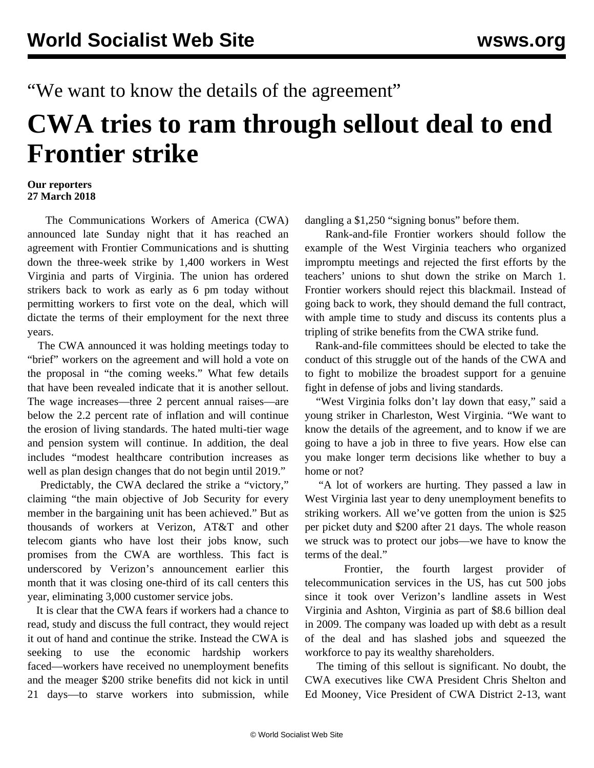“We want to know the details of the agreement”

# CWA tries to ram through sellout deal to end Frontier strike

**Our reporters**
**27 March 2018**

The Communications Workers of America (CWA) announced late Sunday night that it has reached an agreement with Frontier Communications and is shutting down the three-week strike by 1,400 workers in West Virginia and parts of Virginia. The union has ordered strikers back to work as early as 6 pm today without permitting workers to first vote on the deal, which will dictate the terms of their employment for the next three years.

The CWA announced it was holding meetings today to “brief” workers on the agreement and will hold a vote on the proposal in “the coming weeks.” What few details that have been revealed indicate that it is another sellout. The wage increases—three 2 percent annual raises—are below the 2.2 percent rate of inflation and will continue the erosion of living standards. The hated multi-tier wage and pension system will continue. In addition, the deal includes “modest healthcare contribution increases as well as plan design changes that do not begin until 2019.”

Predictably, the CWA declared the strike a “victory,” claiming “the main objective of Job Security for every member in the bargaining unit has been achieved.” But as thousands of workers at Verizon, AT&T and other telecom giants who have lost their jobs know, such promises from the CWA are worthless. This fact is underscored by Verizon’s announcement earlier this month that it was closing one-third of its call centers this year, eliminating 3,000 customer service jobs.

It is clear that the CWA fears if workers had a chance to read, study and discuss the full contract, they would reject it out of hand and continue the strike. Instead the CWA is seeking to use the economic hardship workers faced—workers have received no unemployment benefits and the meager $200 strike benefits did not kick in until 21 days—to starve workers into submission, while dangling a $1,250 “signing bonus” before them.

Rank-and-file Frontier workers should follow the example of the West Virginia teachers who organized impromptu meetings and rejected the first efforts by the teachers’ unions to shut down the strike on March 1. Frontier workers should reject this blackmail. Instead of going back to work, they should demand the full contract, with ample time to study and discuss its contents plus a tripling of strike benefits from the CWA strike fund.

Rank-and-file committees should be elected to take the conduct of this struggle out of the hands of the CWA and to fight to mobilize the broadest support for a genuine fight in defense of jobs and living standards.

“West Virginia folks don’t lay down that easy,” said a young striker in Charleston, West Virginia. “We want to know the details of the agreement, and to know if we are going to have a job in three to five years. How else can you make longer term decisions like whether to buy a home or not?

“A lot of workers are hurting. They passed a law in West Virginia last year to deny unemployment benefits to striking workers. All we’ve gotten from the union is $25 per picket duty and $200 after 21 days. The whole reason we struck was to protect our jobs—we have to know the terms of the deal.”

Frontier, the fourth largest provider of telecommunication services in the US, has cut 500 jobs since it took over Verizon’s landline assets in West Virginia and Ashton, Virginia as part of $8.6 billion deal in 2009. The company was loaded up with debt as a result of the deal and has slashed jobs and squeezed the workforce to pay its wealthy shareholders.

The timing of this sellout is significant. No doubt, the CWA executives like CWA President Chris Shelton and Ed Mooney, Vice President of CWA District 2-13, want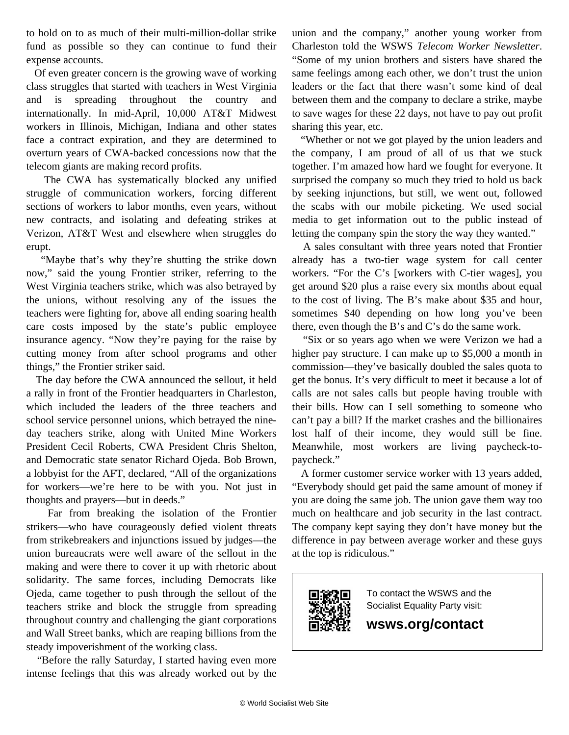to hold on to as much of their multi-million-dollar strike fund as possible so they can continue to fund their expense accounts.

Of even greater concern is the growing wave of working class struggles that started with teachers in West Virginia and is spreading throughout the country and internationally. In mid-April, 10,000 AT&T Midwest workers in Illinois, Michigan, Indiana and other states face a contract expiration, and they are determined to overturn years of CWA-backed concessions now that the telecom giants are making record profits.

The CWA has systematically blocked any unified struggle of communication workers, forcing different sections of workers to labor months, even years, without new contracts, and isolating and defeating strikes at Verizon, AT&T West and elsewhere when struggles do erupt.

"Maybe that's why they're shutting the strike down now," said the young Frontier striker, referring to the West Virginia teachers strike, which was also betrayed by the unions, without resolving any of the issues the teachers were fighting for, above all ending soaring health care costs imposed by the state's public employee insurance agency. "Now they're paying for the raise by cutting money from after school programs and other things," the Frontier striker said.

The day before the CWA announced the sellout, it held a rally in front of the Frontier headquarters in Charleston, which included the leaders of the three teachers and school service personnel unions, which betrayed the nine-day teachers strike, along with United Mine Workers President Cecil Roberts, CWA President Chris Shelton, and Democratic state senator Richard Ojeda. Bob Brown, a lobbyist for the AFT, declared, "All of the organizations for workers—we're here to be with you. Not just in thoughts and prayers—but in deeds."

Far from breaking the isolation of the Frontier strikers—who have courageously defied violent threats from strikebreakers and injunctions issued by judges—the union bureaucrats were well aware of the sellout in the making and were there to cover it up with rhetoric about solidarity. The same forces, including Democrats like Ojeda, came together to push through the sellout of the teachers strike and block the struggle from spreading throughout country and challenging the giant corporations and Wall Street banks, which are reaping billions from the steady impoverishment of the working class.

"Before the rally Saturday, I started having even more intense feelings that this was already worked out by the union and the company," another young worker from Charleston told the WSWS *Telecom Worker Newsletter*. "Some of my union brothers and sisters have shared the same feelings among each other, we don't trust the union leaders or the fact that there wasn't some kind of deal between them and the company to declare a strike, maybe to save wages for these 22 days, not have to pay out profit sharing this year, etc.

"Whether or not we got played by the union leaders and the company, I am proud of all of us that we stuck together. I'm amazed how hard we fought for everyone. It surprised the company so much they tried to hold us back by seeking injunctions, but still, we went out, followed the scabs with our mobile picketing. We used social media to get information out to the public instead of letting the company spin the story the way they wanted."

A sales consultant with three years noted that Frontier already has a two-tier wage system for call center workers. "For the C's [workers with C-tier wages], you get around $20 plus a raise every six months about equal to the cost of living. The B's make about $35 and hour, sometimes $40 depending on how long you've been there, even though the B's and C's do the same work.

"Six or so years ago when we were Verizon we had a higher pay structure. I can make up to $5,000 a month in commission—they've basically doubled the sales quota to get the bonus. It's very difficult to meet it because a lot of calls are not sales calls but people having trouble with their bills. How can I sell something to someone who can't pay a bill? If the market crashes and the billionaires lost half of their income, they would still be fine. Meanwhile, most workers are living paycheck-to-paycheck."

A former customer service worker with 13 years added, "Everybody should get paid the same amount of money if you are doing the same job. The union gave them way too much on healthcare and job security in the last contract. The company kept saying they don't have money but the difference in pay between average worker and these guys at the top is ridiculous."

To contact the WSWS and the Socialist Equality Party visit:

**wsws.org/contact**